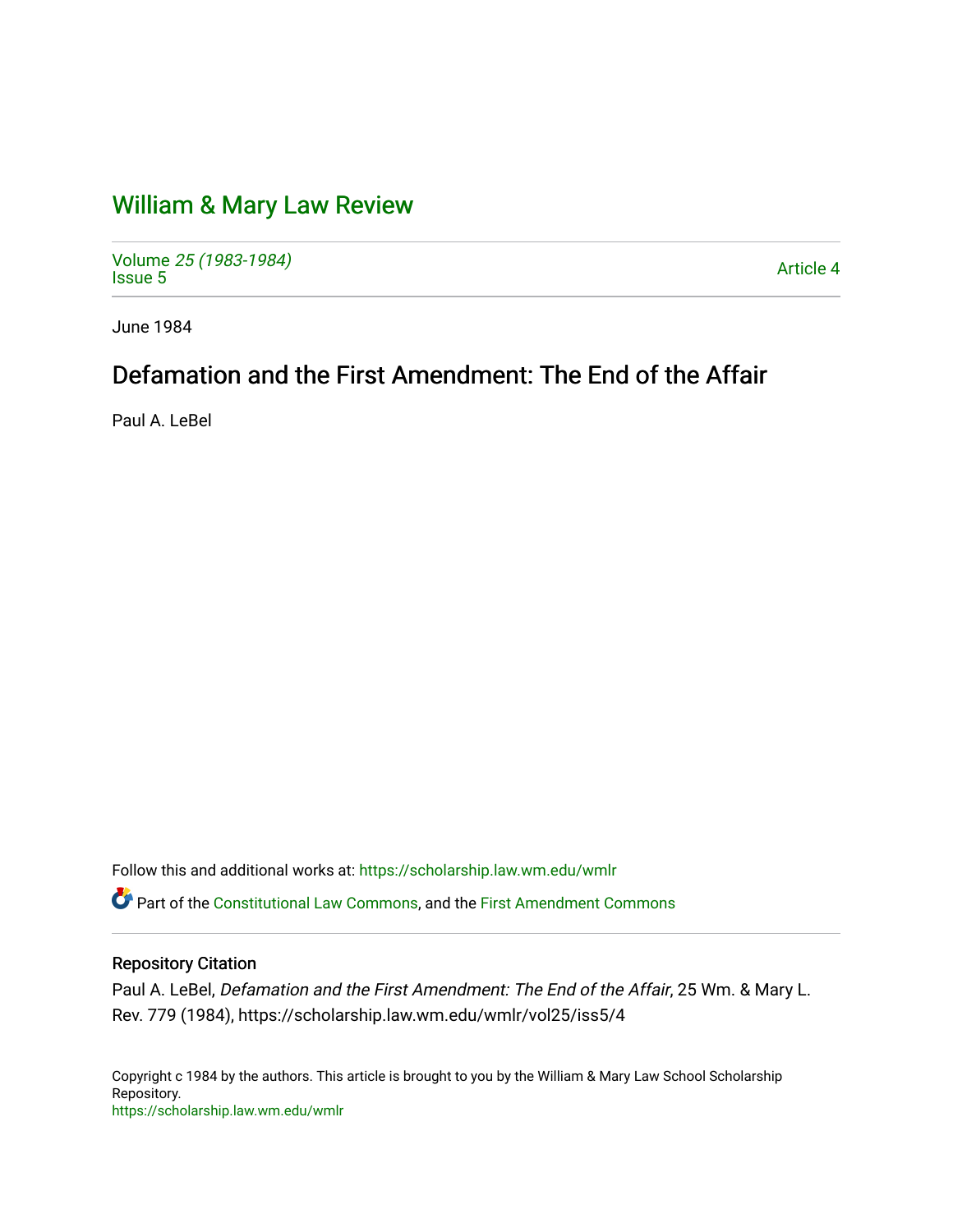# William & Mary Law Review

Volume *25 (1983-1984)*
Issue 5

Article 4

June 1984

## Defamation and the First Amendment: The End of the Affair

Paul A. LeBel

Follow this and additional works at: https://scholarship.law.wm.edu/wmlr

Part of the Constitutional Law Commons, and the First Amendment Commons

### Repository Citation

Paul A. LeBel, *Defamation and the First Amendment: The End of the Affair*, 25 Wm. & Mary L. Rev. 779 (1984), https://scholarship.law.wm.edu/wmlr/vol25/iss5/4

Copyright c 1984 by the authors. This article is brought to you by the William & Mary Law School Scholarship Repository.
https://scholarship.law.wm.edu/wmlr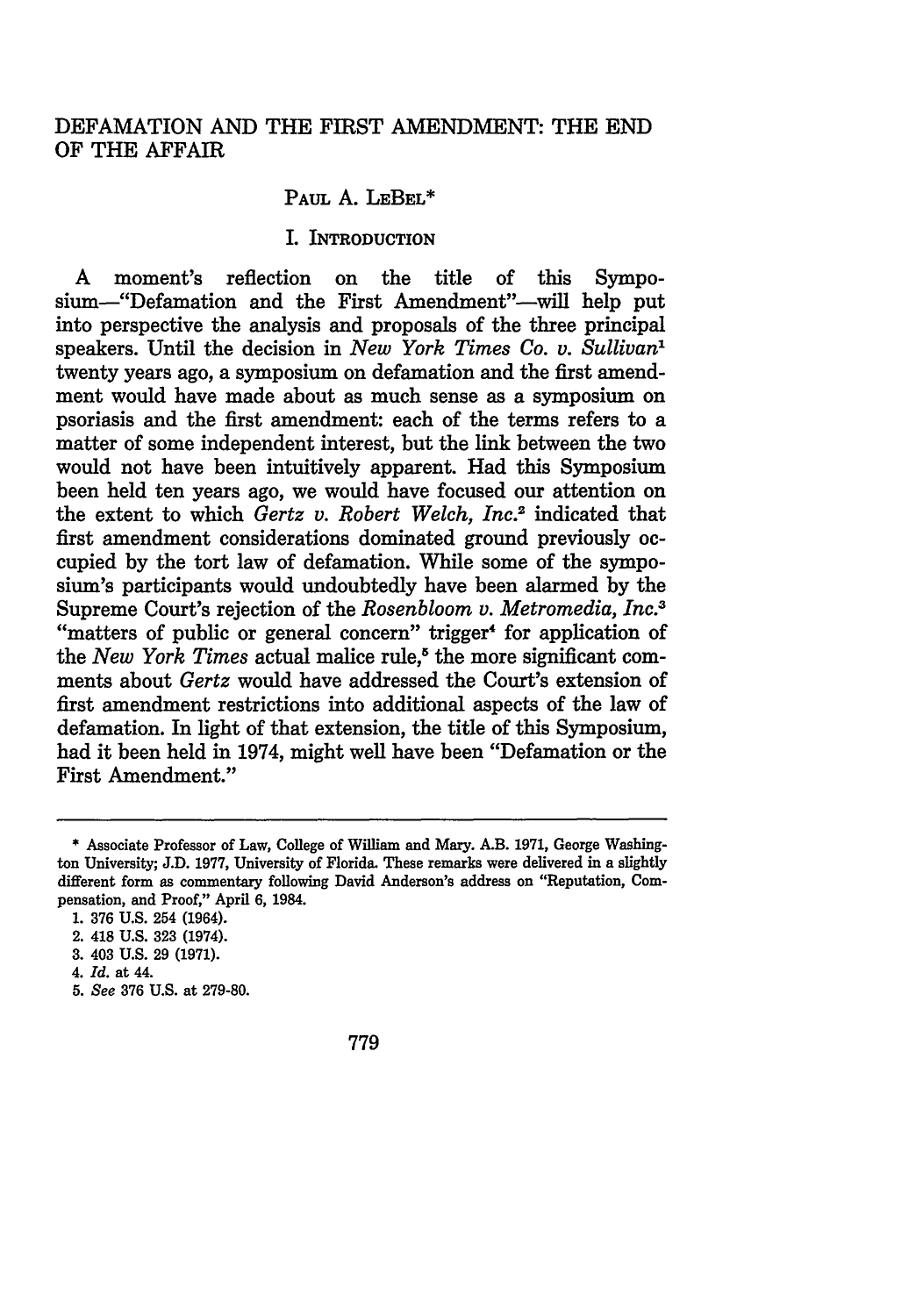# DEFAMATION AND THE FIRST AMENDMENT: THE END OF THE AFFAIR

PAUL A. LEBEL*

## I. INTRODUCTION

A moment's reflection on the title of this Symposium—"Defamation and the First Amendment"—will help put into perspective the analysis and proposals of the three principal speakers. Until the decision in *New York Times Co. v. Sullivan*[1] twenty years ago, a symposium on defamation and the first amendment would have made about as much sense as a symposium on psoriasis and the first amendment: each of the terms refers to a matter of some independent interest, but the link between the two would not have been intuitively apparent. Had this Symposium been held ten years ago, we would have focused our attention on the extent to which *Gertz v. Robert Welch, Inc.*[2] indicated that first amendment considerations dominated ground previously occupied by the tort law of defamation. While some of the symposium's participants would undoubtedly have been alarmed by the Supreme Court's rejection of the *Rosenbloom v. Metromedia, Inc.*[3] "matters of public or general concern" trigger[4] for application of the *New York Times* actual malice rule,[5] the more significant comments about *Gertz* would have addressed the Court's extension of first amendment restrictions into additional aspects of the law of defamation. In light of that extension, the title of this Symposium, had it been held in 1974, might well have been "Defamation or the First Amendment."

---

\* Associate Professor of Law, College of William and Mary. A.B. 1971, George Washington University; J.D. 1977, University of Florida. These remarks were delivered in a slightly different form as commentary following David Anderson's address on "Reputation, Compensation, and Proof," April 6, 1984.

1. 376 U.S. 254 (1964).
2. 418 U.S. 323 (1974).
3. 403 U.S. 29 (1971).
4. *Id.* at 44.
5. *See* 376 U.S. at 279-80.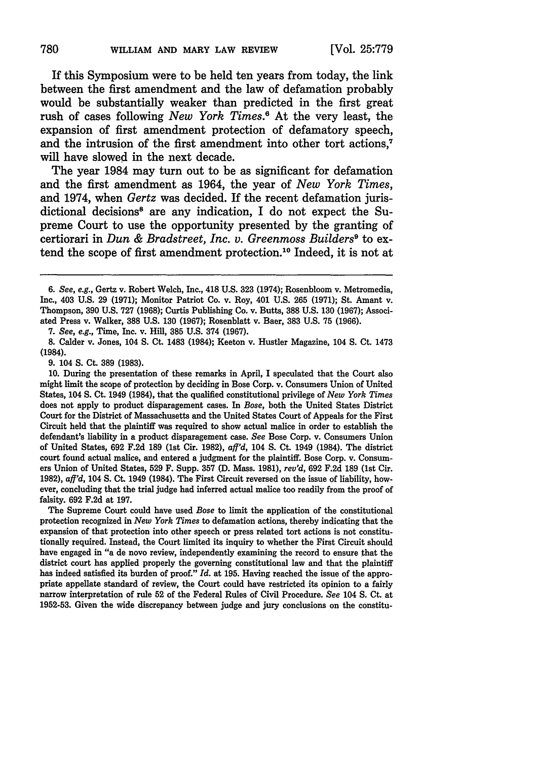If this Symposium were to be held ten years from today, the link between the first amendment and the law of defamation probably would be substantially weaker than predicted in the first great rush of cases following *New York Times*.[6] At the very least, the expansion of first amendment protection of defamatory speech, and the intrusion of the first amendment into other tort actions,[7] will have slowed in the next decade.

The year 1984 may turn out to be as significant for defamation and the first amendment as 1964, the year of *New York Times*, and 1974, when *Gertz* was decided. If the recent defamation jurisdictional decisions[8] are any indication, I do not expect the Supreme Court to use the opportunity presented by the granting of certiorari in *Dun & Bradstreet, Inc. v. Greenmoss Builders*[9] to extend the scope of first amendment protection.[10] Indeed, it is not at

---

6. *See, e.g.*, Gertz v. Robert Welch, Inc., 418 U.S. 323 (1974); Rosenbloom v. Metromedia, Inc., 403 U.S. 29 (1971); Monitor Patriot Co. v. Roy, 401 U.S. 265 (1971); St. Amant v. Thompson, 390 U.S. 727 (1968); Curtis Publishing Co. v. Butts, 388 U.S. 130 (1967); Associated Press v. Walker, 388 U.S. 130 (1967); Rosenblatt v. Baer, 383 U.S. 75 (1966).

7. *See, e.g.*, Time, Inc. v. Hill, 385 U.S. 374 (1967).

8. Calder v. Jones, 104 S. Ct. 1483 (1984); Keeton v. Hustler Magazine, 104 S. Ct. 1473 (1984).

9. 104 S. Ct. 389 (1983).

10. During the presentation of these remarks in April, I speculated that the Court also might limit the scope of protection by deciding in Bose Corp. v. Consumers Union of United States, 104 S. Ct. 1949 (1984), that the qualified constitutional privilege of *New York Times* does not apply to product disparagement cases. In *Bose*, both the United States District Court for the District of Massachusetts and the United States Court of Appeals for the First Circuit held that the plaintiff was required to show actual malice in order to establish the defendant's liability in a product disparagement case. *See* Bose Corp. v. Consumers Union of United States, 692 F.2d 189 (1st Cir. 1982), *aff'd*, 104 S. Ct. 1949 (1984). The district court found actual malice, and entered a judgment for the plaintiff. Bose Corp. v. Consumers Union of United States, 529 F. Supp. 357 (D. Mass. 1981), *rev'd*, 692 F.2d 189 (1st Cir. 1982), *aff'd*, 104 S. Ct. 1949 (1984). The First Circuit reversed on the issue of liability, however, concluding that the trial judge had inferred actual malice too readily from the proof of falsity. 692 F.2d at 197.

The Supreme Court could have used *Bose* to limit the application of the constitutional protection recognized in *New York Times* to defamation actions, thereby indicating that the expansion of that protection into other speech or press related tort actions is not constitutionally required. Instead, the Court limited its inquiry to whether the First Circuit should have engaged in "a de novo review, independently examining the record to ensure that the district court has applied properly the governing constitutional law and that the plaintiff has indeed satisfied its burden of proof." *Id.* at 195. Having reached the issue of the appropriate appellate standard of review, the Court could have restricted its opinion to a fairly narrow interpretation of rule 52 of the Federal Rules of Civil Procedure. *See* 104 S. Ct. at 1952-53. Given the wide discrepancy between judge and jury conclusions on the constitu-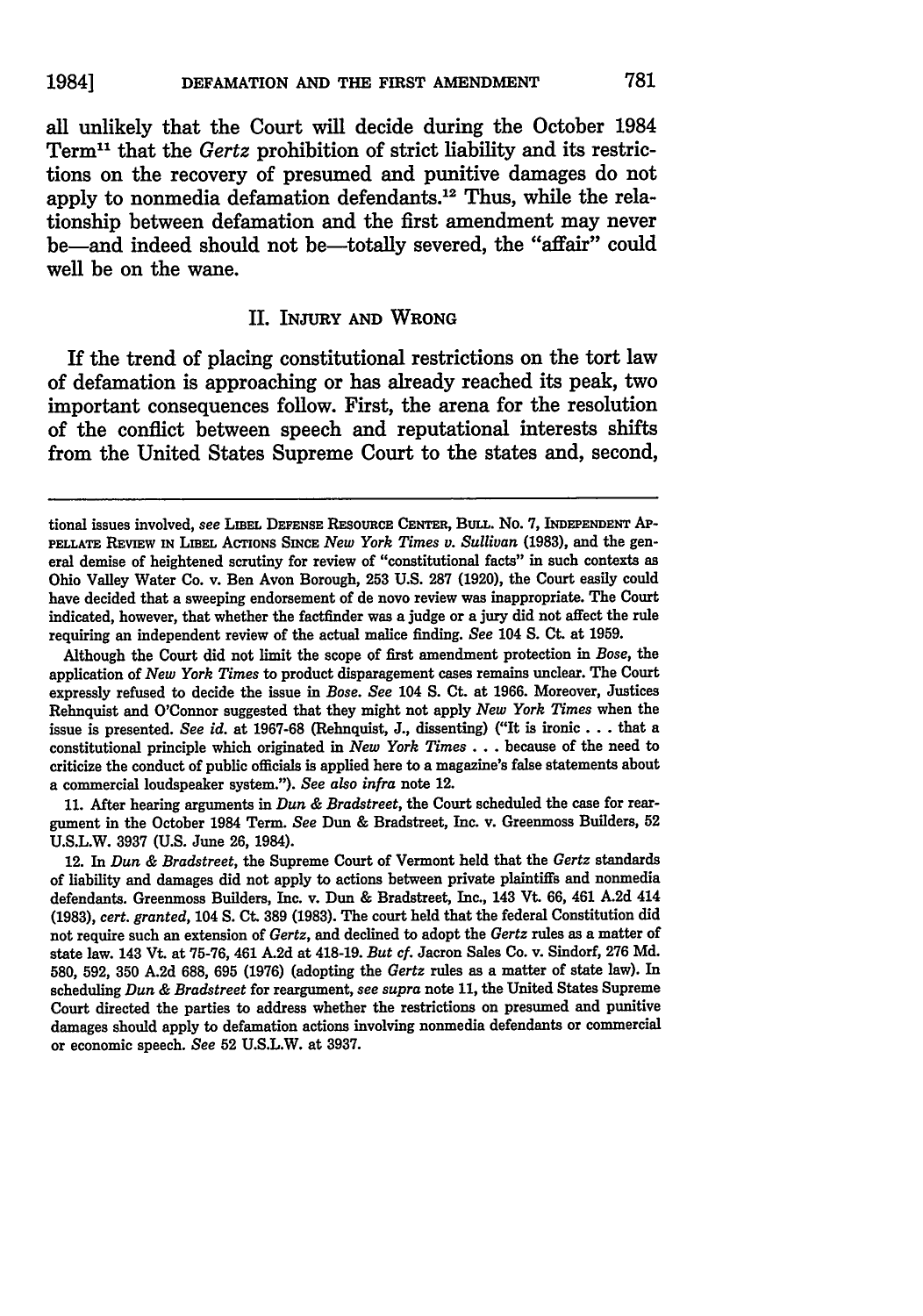all unlikely that the Court will decide during the October 1984 Term[11] that the *Gertz* prohibition of strict liability and its restrictions on the recovery of presumed and punitive damages do not apply to nonmedia defamation defendants.[12] Thus, while the relationship between defamation and the first amendment may never be—and indeed should not be—totally severed, the "affair" could well be on the wane.

## II. Injury and Wrong

If the trend of placing constitutional restrictions on the tort law of defamation is approaching or has already reached its peak, two important consequences follow. First, the arena for the resolution of the conflict between speech and reputational interests shifts from the United States Supreme Court to the states and, second,

---

tional issues involved, *see* Libel Defense Resource Center, Bull. No. 7, Independent Appellate Review in Libel Actions Since *New York Times v. Sullivan* (1983), and the general demise of heightened scrutiny for review of "constitutional facts" in such contexts as Ohio Valley Water Co. v. Ben Avon Borough, 253 U.S. 287 (1920), the Court easily could have decided that a sweeping endorsement of de novo review was inappropriate. The Court indicated, however, that whether the factfinder was a judge or a jury did not affect the rule requiring an independent review of the actual malice finding. *See* 104 S. Ct. at 1959.

Although the Court did not limit the scope of first amendment protection in *Bose*, the application of *New York Times* to product disparagement cases remains unclear. The Court expressly refused to decide the issue in *Bose*. *See* 104 S. Ct. at 1966. Moreover, Justices Rehnquist and O'Connor suggested that they might not apply *New York Times* when the issue is presented. *See id.* at 1967-68 (Rehnquist, J., dissenting) ("It is ironic . . . that a constitutional principle which originated in *New York Times* . . . because of the need to criticize the conduct of public officials is applied here to a magazine's false statements about a commercial loudspeaker system."). *See also infra* note 12.

11. After hearing arguments in *Dun & Bradstreet*, the Court scheduled the case for reargument in the October 1984 Term. *See* Dun & Bradstreet, Inc. v. Greenmoss Builders, 52 U.S.L.W. 3937 (U.S. June 26, 1984).

12. In *Dun & Bradstreet*, the Supreme Court of Vermont held that the *Gertz* standards of liability and damages did not apply to actions between private plaintiffs and nonmedia defendants. Greenmoss Builders, Inc. v. Dun & Bradstreet, Inc., 143 Vt. 66, 461 A.2d 414 (1983), *cert. granted*, 104 S. Ct. 389 (1983). The court held that the federal Constitution did not require such an extension of *Gertz*, and declined to adopt the *Gertz* rules as a matter of state law. 143 Vt. at 75-76, 461 A.2d at 418-19. *But cf.* Jacron Sales Co. v. Sindorf, 276 Md. 580, 592, 350 A.2d 688, 695 (1976) (adopting the *Gertz* rules as a matter of state law). In scheduling *Dun & Bradstreet* for reargument, *see supra* note 11, the United States Supreme Court directed the parties to address whether the restrictions on presumed and punitive damages should apply to defamation actions involving nonmedia defendants or commercial or economic speech. *See* 52 U.S.L.W. at 3937.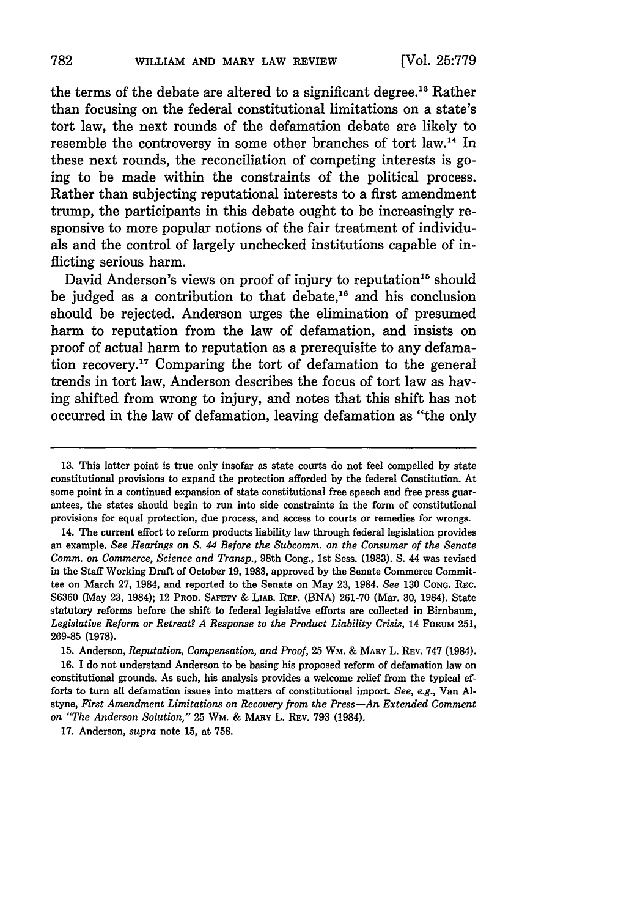the terms of the debate are altered to a significant degree.[13] Rather than focusing on the federal constitutional limitations on a state's tort law, the next rounds of the defamation debate are likely to resemble the controversy in some other branches of tort law.[14] In these next rounds, the reconciliation of competing interests is going to be made within the constraints of the political process. Rather than subjecting reputational interests to a first amendment trump, the participants in this debate ought to be increasingly responsive to more popular notions of the fair treatment of individuals and the control of largely unchecked institutions capable of inflicting serious harm.

David Anderson's views on proof of injury to reputation[15] should be judged as a contribution to that debate,[16] and his conclusion should be rejected. Anderson urges the elimination of presumed harm to reputation from the law of defamation, and insists on proof of actual harm to reputation as a prerequisite to any defamation recovery.[17] Comparing the tort of defamation to the general trends in tort law, Anderson describes the focus of tort law as having shifted from wrong to injury, and notes that this shift has not occurred in the law of defamation, leaving defamation as "the only

---

13. This latter point is true only insofar as state courts do not feel compelled by state constitutional provisions to expand the protection afforded by the federal Constitution. At some point in a continued expansion of state constitutional free speech and free press guarantees, the states should begin to run into side constraints in the form of constitutional provisions for equal protection, due process, and access to courts or remedies for wrongs.

14. The current effort to reform products liability law through federal legislation provides an example. *See Hearings on S. 44 Before the Subcomm. on the Consumer of the Senate Comm. on Commerce, Science and Transp.*, 98th Cong., 1st Sess. (1983). S. 44 was revised in the Staff Working Draft of October 19, 1983, approved by the Senate Commerce Committee on March 27, 1984, and reported to the Senate on May 23, 1984. *See* 130 CONG. REC. S6360 (May 23, 1984); 12 PROD. SAFETY & LIAB. REP. (BNA) 261-70 (Mar. 30, 1984). State statutory reforms before the shift to federal legislative efforts are collected in Birnbaum, *Legislative Reform or Retreat? A Response to the Product Liability Crisis*, 14 FORUM 251, 269-85 (1978).

15. Anderson, *Reputation, Compensation, and Proof*, 25 WM. & MARY L. REV. 747 (1984).

16. I do not understand Anderson to be basing his proposed reform of defamation law on constitutional grounds. As such, his analysis provides a welcome relief from the typical efforts to turn all defamation issues into matters of constitutional import. *See, e.g.*, Van Alstyne, *First Amendment Limitations on Recovery from the Press—An Extended Comment on "The Anderson Solution,"* 25 WM. & MARY L. REV. 793 (1984).

17. Anderson, *supra* note 15, at 758.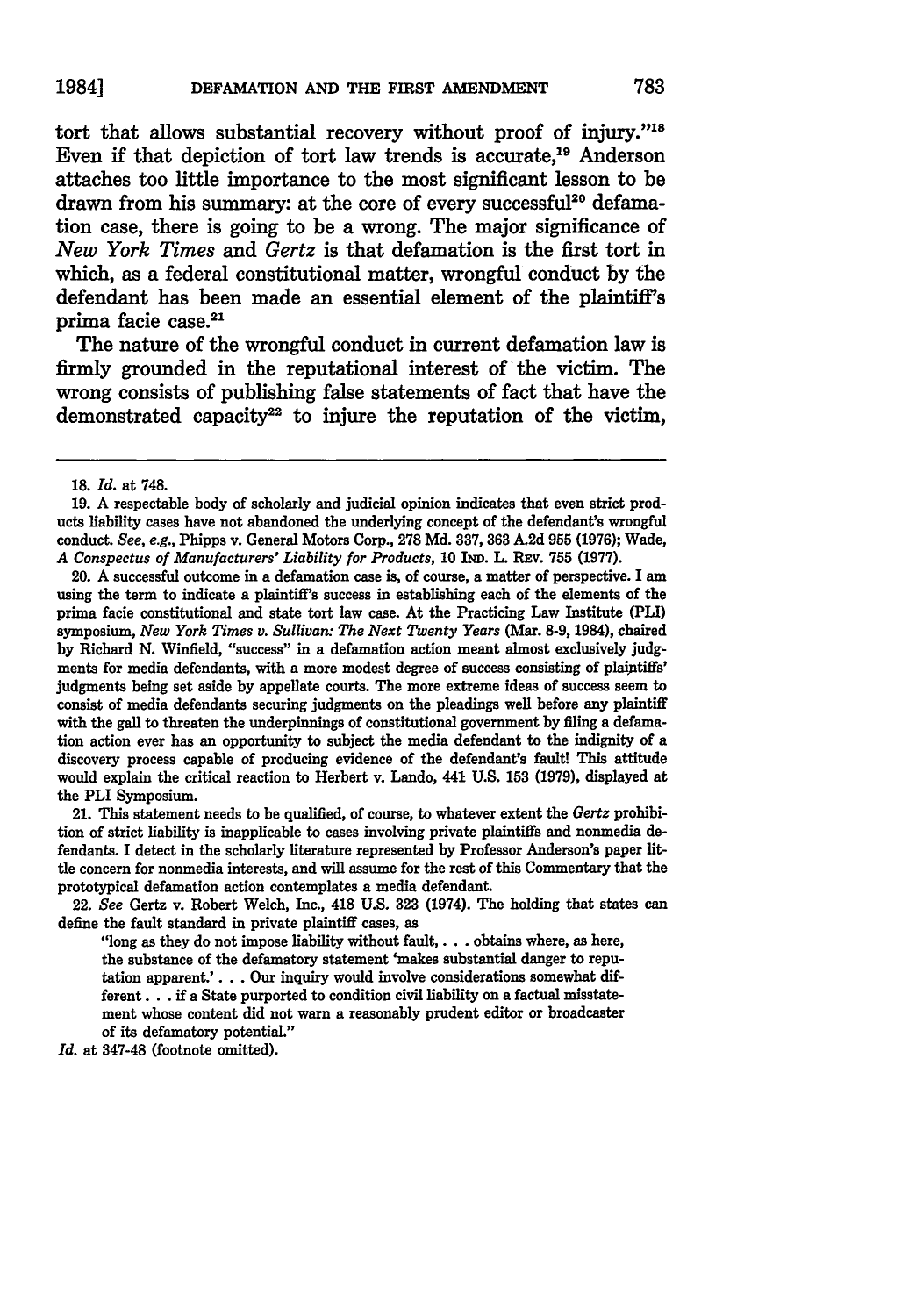tort that allows substantial recovery without proof of injury."[18] Even if that depiction of tort law trends is accurate,[19] Anderson attaches too little importance to the most significant lesson to be drawn from his summary: at the core of every successful[20] defamation case, there is going to be a wrong. The major significance of *New York Times* and *Gertz* is that defamation is the first tort in which, as a federal constitutional matter, wrongful conduct by the defendant has been made an essential element of the plaintiff's prima facie case.[21]

The nature of the wrongful conduct in current defamation law is firmly grounded in the reputational interest of the victim. The wrong consists of publishing false statements of fact that have the demonstrated capacity[22] to injure the reputation of the victim,

---

18. *Id.* at 748.

19. A respectable body of scholarly and judicial opinion indicates that even strict products liability cases have not abandoned the underlying concept of the defendant's wrongful conduct. *See, e.g.*, Phipps v. General Motors Corp., 278 Md. 337, 363 A.2d 955 (1976); Wade, *A Conspectus of Manufacturers' Liability for Products*, 10 IND. L. REV. 755 (1977).

20. A successful outcome in a defamation case is, of course, a matter of perspective. I am using the term to indicate a plaintiff's success in establishing each of the elements of the prima facie constitutional and state tort law case. At the Practicing Law Institute (PLI) symposium, *New York Times v. Sullivan: The Next Twenty Years* (Mar. 8-9, 1984), chaired by Richard N. Winfield, "success" in a defamation action meant almost exclusively judgments for media defendants, with a more modest degree of success consisting of plaintiffs' judgments being set aside by appellate courts. The more extreme ideas of success seem to consist of media defendants securing judgments on the pleadings well before any plaintiff with the gall to threaten the underpinnings of constitutional government by filing a defamation action ever has an opportunity to subject the media defendant to the indignity of a discovery process capable of producing evidence of the defendant's fault! This attitude would explain the critical reaction to Herbert v. Lando, 441 U.S. 153 (1979), displayed at the PLI Symposium.

21. This statement needs to be qualified, of course, to whatever extent the *Gertz* prohibition of strict liability is inapplicable to cases involving private plaintiffs and nonmedia defendants. I detect in the scholarly literature represented by Professor Anderson's paper little concern for nonmedia interests, and will assume for the rest of this Commentary that the prototypical defamation action contemplates a media defendant.

22. *See* Gertz v. Robert Welch, Inc., 418 U.S. 323 (1974). The holding that states can define the fault standard in private plaintiff cases, as

> "long as they do not impose liability without fault, . . . obtains where, as here, the substance of the defamatory statement 'makes substantial danger to reputation apparent.' . . . Our inquiry would involve considerations somewhat different . . . if a State purported to condition civil liability on a factual misstatement whose content did not warn a reasonably prudent editor or broadcaster of its defamatory potential."

*Id.* at 347-48 (footnote omitted).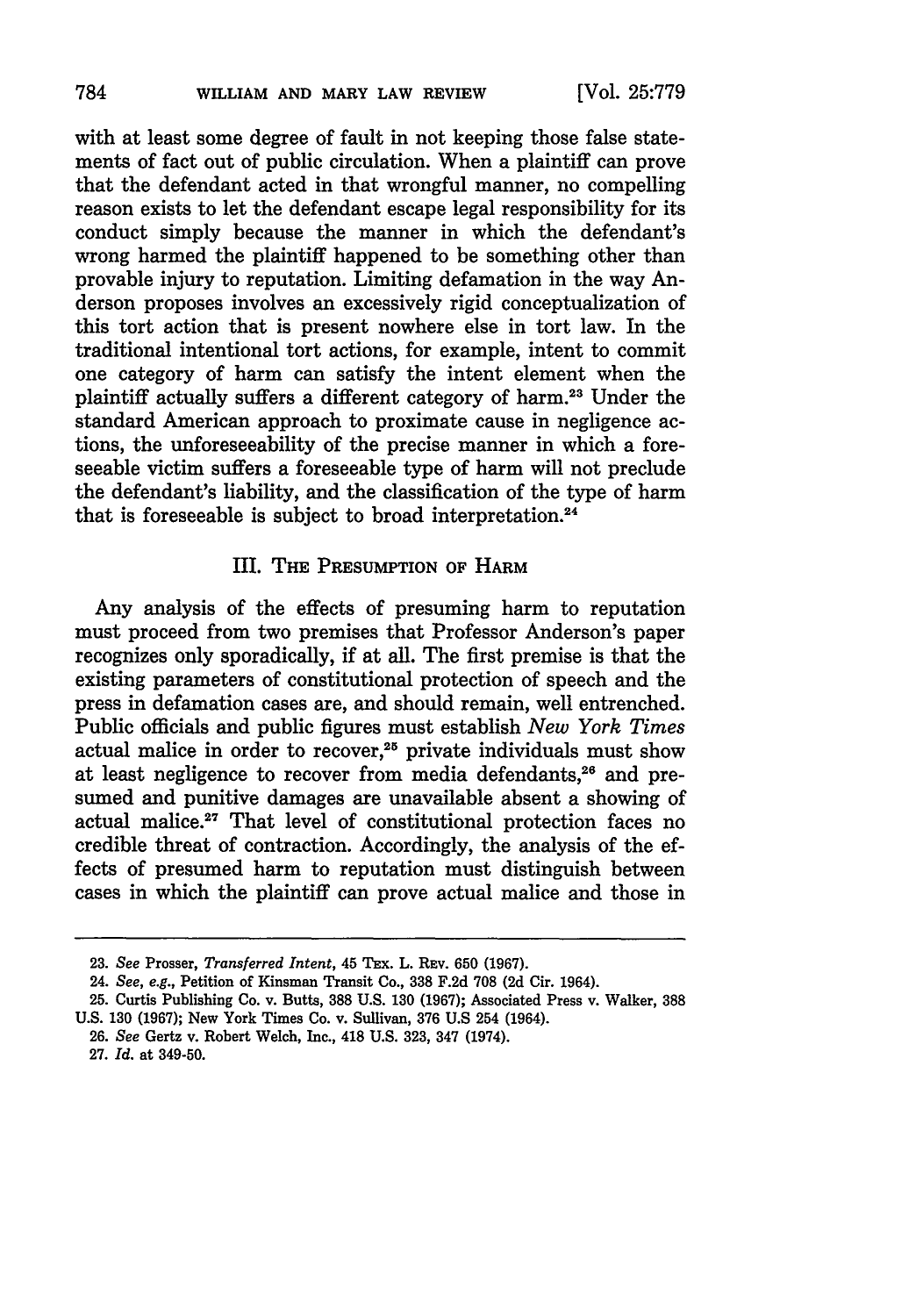with at least some degree of fault in not keeping those false statements of fact out of public circulation. When a plaintiff can prove that the defendant acted in that wrongful manner, no compelling reason exists to let the defendant escape legal responsibility for its conduct simply because the manner in which the defendant's wrong harmed the plaintiff happened to be something other than provable injury to reputation. Limiting defamation in the way Anderson proposes involves an excessively rigid conceptualization of this tort action that is present nowhere else in tort law. In the traditional intentional tort actions, for example, intent to commit one category of harm can satisfy the intent element when the plaintiff actually suffers a different category of harm.[23] Under the standard American approach to proximate cause in negligence actions, the unforeseeability of the precise manner in which a foreseeable victim suffers a foreseeable type of harm will not preclude the defendant's liability, and the classification of the type of harm that is foreseeable is subject to broad interpretation.[24]

## III. The Presumption of Harm

Any analysis of the effects of presuming harm to reputation must proceed from two premises that Professor Anderson's paper recognizes only sporadically, if at all. The first premise is that the existing parameters of constitutional protection of speech and the press in defamation cases are, and should remain, well entrenched. Public officials and public figures must establish *New York Times* actual malice in order to recover,[25] private individuals must show at least negligence to recover from media defendants,[26] and presumed and punitive damages are unavailable absent a showing of actual malice.[27] That level of constitutional protection faces no credible threat of contraction. Accordingly, the analysis of the effects of presumed harm to reputation must distinguish between cases in which the plaintiff can prove actual malice and those in

---

23. *See* Prosser, *Transferred Intent*, 45 Tex. L. Rev. 650 (1967).

24. *See, e.g.*, Petition of Kinsman Transit Co., 338 F.2d 708 (2d Cir. 1964).

25. Curtis Publishing Co. v. Butts, 388 U.S. 130 (1967); Associated Press v. Walker, 388 U.S. 130 (1967); New York Times Co. v. Sullivan, 376 U.S 254 (1964).

26. *See* Gertz v. Robert Welch, Inc., 418 U.S. 323, 347 (1974).

27. *Id.* at 349-50.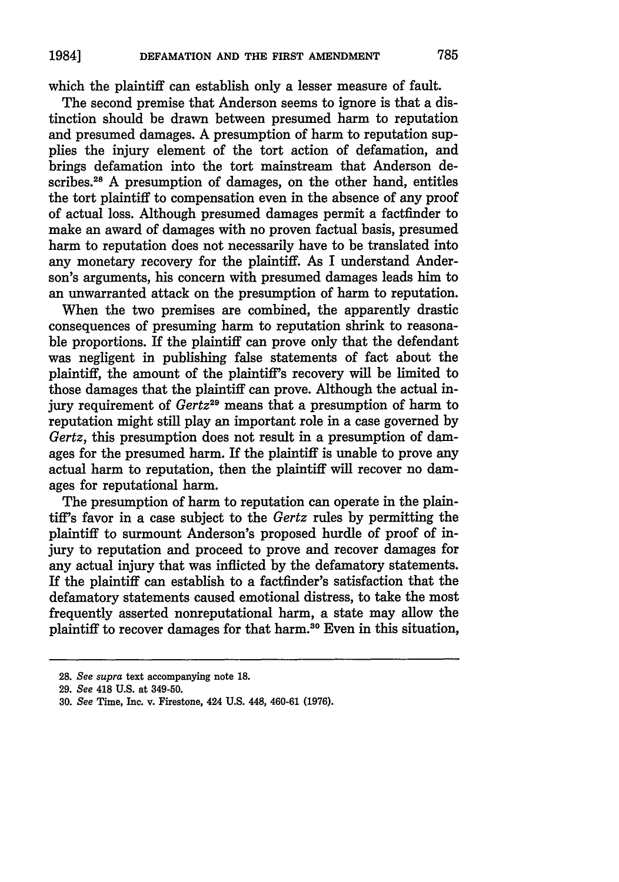which the plaintiff can establish only a lesser measure of fault.

The second premise that Anderson seems to ignore is that a distinction should be drawn between presumed harm to reputation and presumed damages. A presumption of harm to reputation supplies the injury element of the tort action of defamation, and brings defamation into the tort mainstream that Anderson describes.[28] A presumption of damages, on the other hand, entitles the tort plaintiff to compensation even in the absence of any proof of actual loss. Although presumed damages permit a factfinder to make an award of damages with no proven factual basis, presumed harm to reputation does not necessarily have to be translated into any monetary recovery for the plaintiff. As I understand Anderson's arguments, his concern with presumed damages leads him to an unwarranted attack on the presumption of harm to reputation.

When the two premises are combined, the apparently drastic consequences of presuming harm to reputation shrink to reasonable proportions. If the plaintiff can prove only that the defendant was negligent in publishing false statements of fact about the plaintiff, the amount of the plaintiff's recovery will be limited to those damages that the plaintiff can prove. Although the actual injury requirement of *Gertz*[29] means that a presumption of harm to reputation might still play an important role in a case governed by *Gertz*, this presumption does not result in a presumption of damages for the presumed harm. If the plaintiff is unable to prove any actual harm to reputation, then the plaintiff will recover no damages for reputational harm.

The presumption of harm to reputation can operate in the plaintiff's favor in a case subject to the *Gertz* rules by permitting the plaintiff to surmount Anderson's proposed hurdle of proof of injury to reputation and proceed to prove and recover damages for any actual injury that was inflicted by the defamatory statements. If the plaintiff can establish to a factfinder's satisfaction that the defamatory statements caused emotional distress, to take the most frequently asserted nonreputational harm, a state may allow the plaintiff to recover damages for that harm.[30] Even in this situation,

---

28. *See supra* text accompanying note 18.

29. *See* 418 U.S. at 349-50.

30. *See* Time, Inc. v. Firestone, 424 U.S. 448, 460-61 (1976).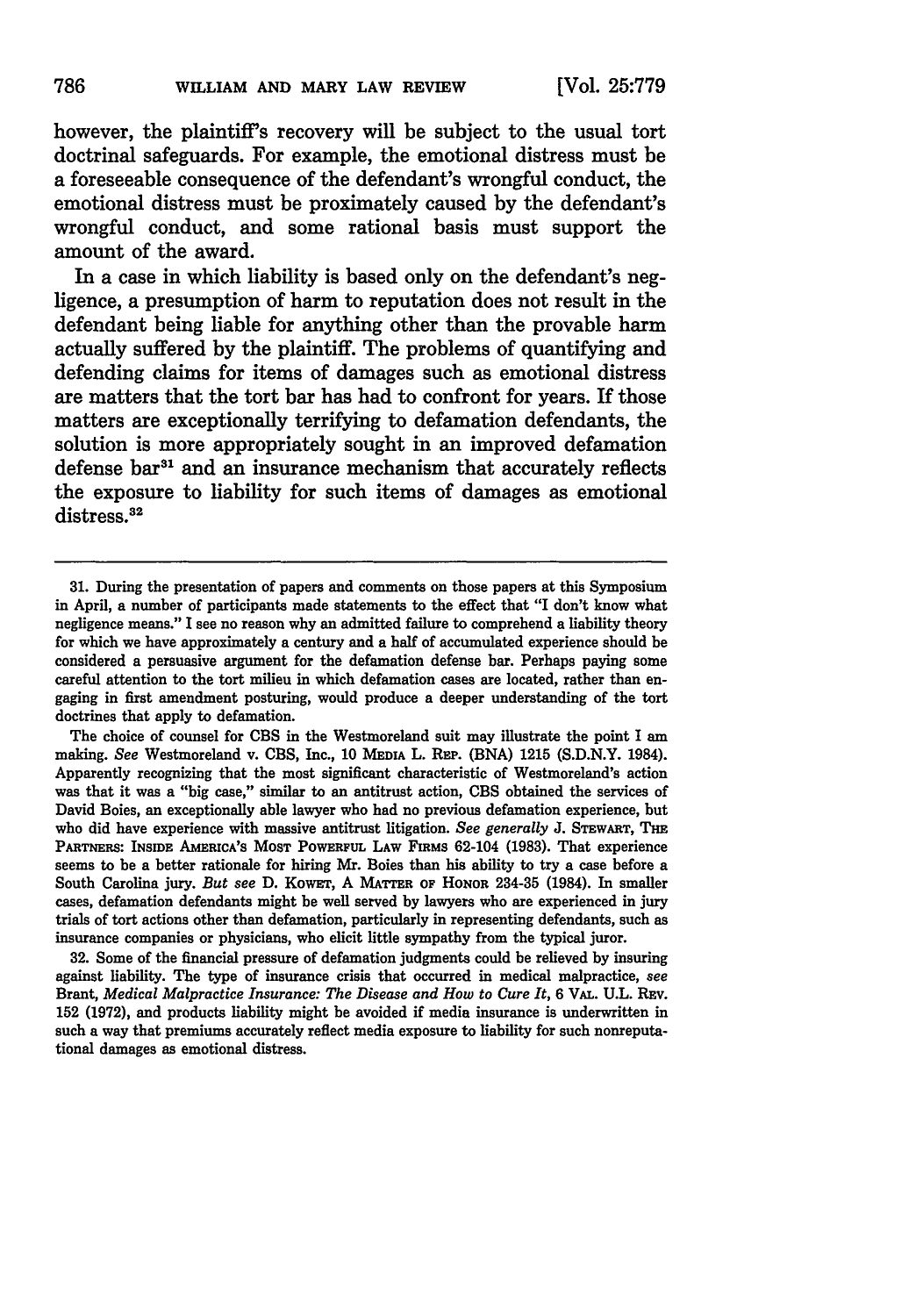however, the plaintiff's recovery will be subject to the usual tort doctrinal safeguards. For example, the emotional distress must be a foreseeable consequence of the defendant's wrongful conduct, the emotional distress must be proximately caused by the defendant's wrongful conduct, and some rational basis must support the amount of the award.

In a case in which liability is based only on the defendant's negligence, a presumption of harm to reputation does not result in the defendant being liable for anything other than the provable harm actually suffered by the plaintiff. The problems of quantifying and defending claims for items of damages such as emotional distress are matters that the tort bar has had to confront for years. If those matters are exceptionally terrifying to defamation defendants, the solution is more appropriately sought in an improved defamation defense bar[31] and an insurance mechanism that accurately reflects the exposure to liability for such items of damages as emotional distress.[32]

---

31. During the presentation of papers and comments on those papers at this Symposium in April, a number of participants made statements to the effect that "I don't know what negligence means." I see no reason why an admitted failure to comprehend a liability theory for which we have approximately a century and a half of accumulated experience should be considered a persuasive argument for the defamation defense bar. Perhaps paying some careful attention to the tort milieu in which defamation cases are located, rather than engaging in first amendment posturing, would produce a deeper understanding of the tort doctrines that apply to defamation.

The choice of counsel for CBS in the Westmoreland suit may illustrate the point I am making. *See* Westmoreland v. CBS, Inc., 10 MEDIA L. REP. (BNA) 1215 (S.D.N.Y. 1984). Apparently recognizing that the most significant characteristic of Westmoreland's action was that it was a "big case," similar to an antitrust action, CBS obtained the services of David Boies, an exceptionally able lawyer who had no previous defamation experience, but who did have experience with massive antitrust litigation. *See generally* J. STEWART, THE PARTNERS: INSIDE AMERICA'S MOST POWERFUL LAW FIRMS 62-104 (1983). That experience seems to be a better rationale for hiring Mr. Boies than his ability to try a case before a South Carolina jury. *But see* D. KOWET, A MATTER OF HONOR 234-35 (1984). In smaller cases, defamation defendants might be well served by lawyers who are experienced in jury trials of tort actions other than defamation, particularly in representing defendants, such as insurance companies or physicians, who elicit little sympathy from the typical juror.

32. Some of the financial pressure of defamation judgments could be relieved by insuring against liability. The type of insurance crisis that occurred in medical malpractice, *see* Brant, *Medical Malpractice Insurance: The Disease and How to Cure It*, 6 VAL. U.L. REV. 152 (1972), and products liability might be avoided if media insurance is underwritten in such a way that premiums accurately reflect media exposure to liability for such nonreputational damages as emotional distress.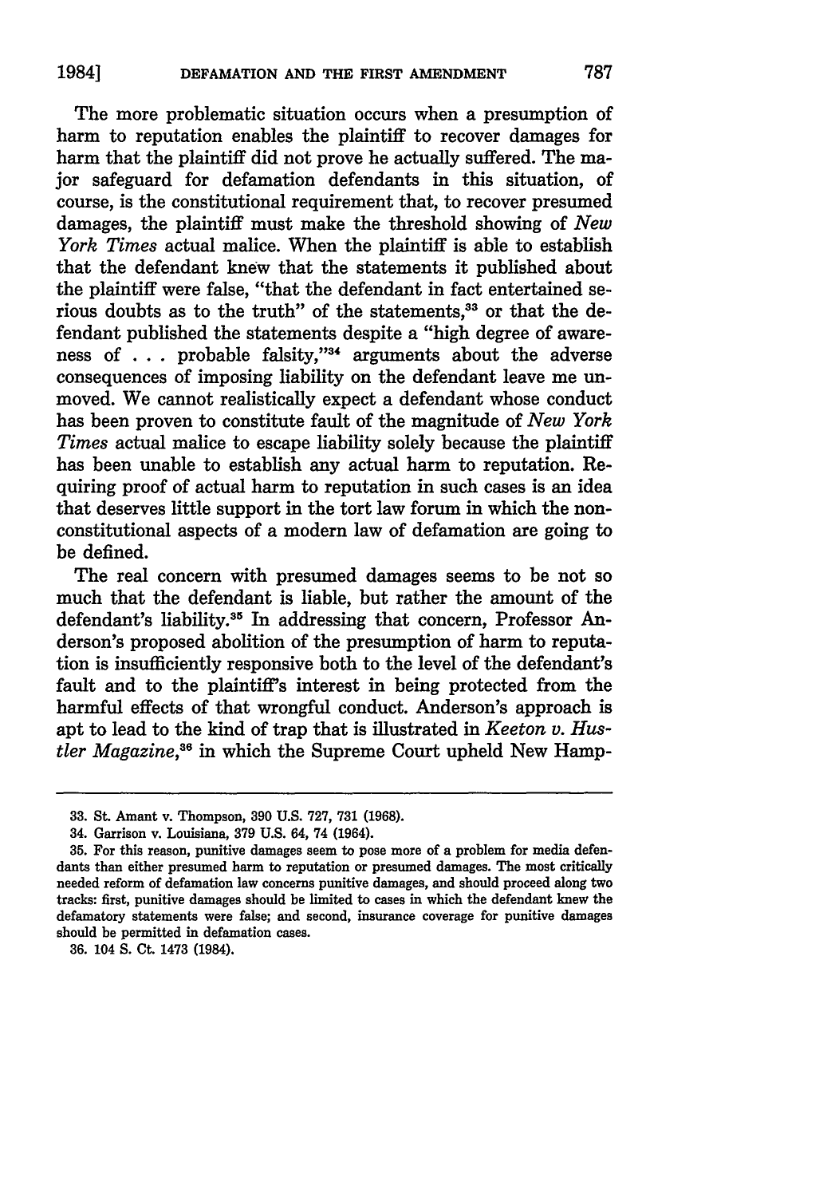The more problematic situation occurs when a presumption of harm to reputation enables the plaintiff to recover damages for harm that the plaintiff did not prove he actually suffered. The major safeguard for defamation defendants in this situation, of course, is the constitutional requirement that, to recover presumed damages, the plaintiff must make the threshold showing of *New York Times* actual malice. When the plaintiff is able to establish that the defendant knew that the statements it published about the plaintiff were false, "that the defendant in fact entertained serious doubts as to the truth" of the statements,[33] or that the defendant published the statements despite a "high degree of awareness of . . . probable falsity,"[34] arguments about the adverse consequences of imposing liability on the defendant leave me unmoved. We cannot realistically expect a defendant whose conduct has been proven to constitute fault of the magnitude of *New York Times* actual malice to escape liability solely because the plaintiff has been unable to establish any actual harm to reputation. Requiring proof of actual harm to reputation in such cases is an idea that deserves little support in the tort law forum in which the nonconstitutional aspects of a modern law of defamation are going to be defined.

The real concern with presumed damages seems to be not so much that the defendant is liable, but rather the amount of the defendant's liability.[35] In addressing that concern, Professor Anderson's proposed abolition of the presumption of harm to reputation is insufficiently responsive both to the level of the defendant's fault and to the plaintiff's interest in being protected from the harmful effects of that wrongful conduct. Anderson's approach is apt to lead to the kind of trap that is illustrated in *Keeton v. Hustler Magazine*,[36] in which the Supreme Court upheld New Hamp-

---

33. St. Amant v. Thompson, 390 U.S. 727, 731 (1968).

34. Garrison v. Louisiana, 379 U.S. 64, 74 (1964).

35. For this reason, punitive damages seem to pose more of a problem for media defendants than either presumed harm to reputation or presumed damages. The most critically needed reform of defamation law concerns punitive damages, and should proceed along two tracks: first, punitive damages should be limited to cases in which the defendant knew the defamatory statements were false; and second, insurance coverage for punitive damages should be permitted in defamation cases.

36. 104 S. Ct. 1473 (1984).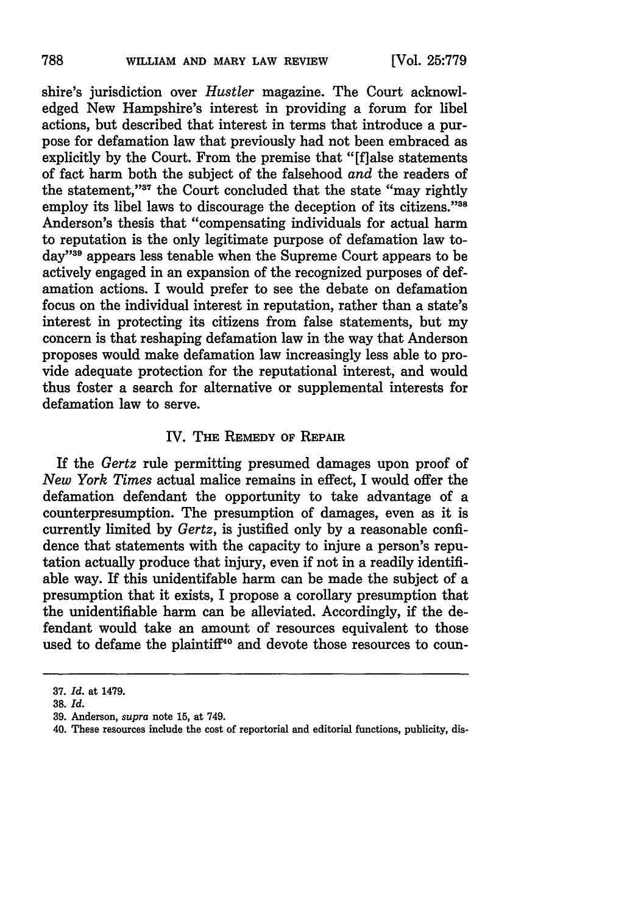shire's jurisdiction over *Hustler* magazine. The Court acknowledged New Hampshire's interest in providing a forum for libel actions, but described that interest in terms that introduce a purpose for defamation law that previously had not been embraced as explicitly by the Court. From the premise that "[f]alse statements of fact harm both the subject of the falsehood *and* the readers of the statement,"[37] the Court concluded that the state "may rightly employ its libel laws to discourage the deception of its citizens."[38] Anderson's thesis that "compensating individuals for actual harm to reputation is the only legitimate purpose of defamation law today"[39] appears less tenable when the Supreme Court appears to be actively engaged in an expansion of the recognized purposes of defamation actions. I would prefer to see the debate on defamation focus on the individual interest in reputation, rather than a state's interest in protecting its citizens from false statements, but my concern is that reshaping defamation law in the way that Anderson proposes would make defamation law increasingly less able to provide adequate protection for the reputational interest, and would thus foster a search for alternative or supplemental interests for defamation law to serve.

## IV. The Remedy of Repair

If the *Gertz* rule permitting presumed damages upon proof of *New York Times* actual malice remains in effect, I would offer the defamation defendant the opportunity to take advantage of a counterpresumption. The presumption of damages, even as it is currently limited by *Gertz*, is justified only by a reasonable confidence that statements with the capacity to injure a person's reputation actually produce that injury, even if not in a readily identifiable way. If this unidentifable harm can be made the subject of a presumption that it exists, I propose a corollary presumption that the unidentifiable harm can be alleviated. Accordingly, if the defendant would take an amount of resources equivalent to those used to defame the plaintiff[40] and devote those resources to coun-

---

37. *Id.* at 1479.

38. *Id.*

39. Anderson, *supra* note 15, at 749.

40. These resources include the cost of reportorial and editorial functions, publicity, dis-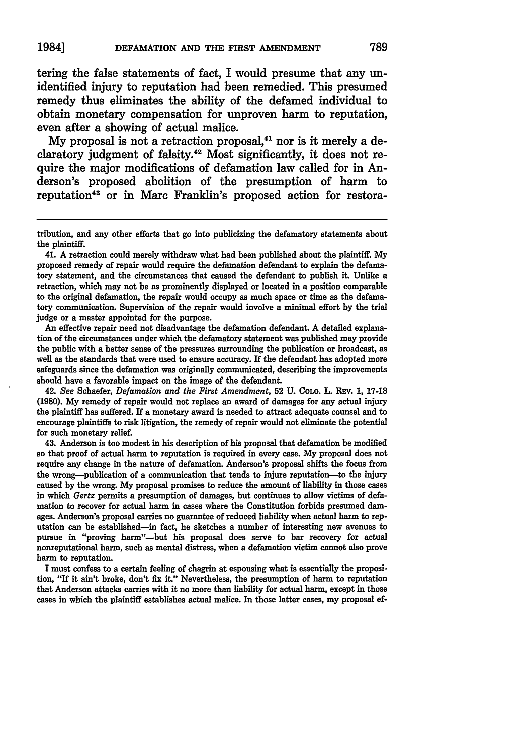tering the false statements of fact, I would presume that any unidentified injury to reputation had been remedied. This presumed remedy thus eliminates the ability of the defamed individual to obtain monetary compensation for unproven harm to reputation, even after a showing of actual malice.

My proposal is not a retraction proposal,[41] nor is it merely a declaratory judgment of falsity.[42] Most significantly, it does not require the major modifications of defamation law called for in Anderson's proposed abolition of the presumption of harm to reputation[43] or in Marc Franklin's proposed action for restora-

---

tribution, and any other efforts that go into publicizing the defamatory statements about the plaintiff.

41. A retraction could merely withdraw what had been published about the plaintiff. My proposed remedy of repair would require the defamation defendant to explain the defamatory statement, and the circumstances that caused the defendant to publish it. Unlike a retraction, which may not be as prominently displayed or located in a position comparable to the original defamation, the repair would occupy as much space or time as the defamatory communication. Supervision of the repair would involve a minimal effort by the trial judge or a master appointed for the purpose.

An effective repair need not disadvantage the defamation defendant. A detailed explanation of the circumstances under which the defamatory statement was published may provide the public with a better sense of the pressures surrounding the publication or broadcast, as well as the standards that were used to ensure accuracy. If the defendant has adopted more safeguards since the defamation was originally communicated, describing the improvements should have a favorable impact on the image of the defendant.

42. *See* Schaefer, *Defamation and the First Amendment*, 52 U. Colo. L. Rev. 1, 17-18 (1980). My remedy of repair would not replace an award of damages for any actual injury the plaintiff has suffered. If a monetary award is needed to attract adequate counsel and to encourage plaintiffs to risk litigation, the remedy of repair would not eliminate the potential for such monetary relief.

43. Anderson is too modest in his description of his proposal that defamation be modified so that proof of actual harm to reputation is required in every case. My proposal does not require any change in the nature of defamation. Anderson's proposal shifts the focus from the wrong—publication of a communication that tends to injure reputation—to the injury caused by the wrong. My proposal promises to reduce the amount of liability in those cases in which *Gertz* permits a presumption of damages, but continues to allow victims of defamation to recover for actual harm in cases where the Constitution forbids presumed damages. Anderson's proposal carries no guarantee of reduced liability when actual harm to reputation can be established—in fact, he sketches a number of interesting new avenues to pursue in "proving harm"—but his proposal does serve to bar recovery for actual nonreputational harm, such as mental distress, when a defamation victim cannot also prove harm to reputation.

I must confess to a certain feeling of chagrin at espousing what is essentially the proposition, "If it ain't broke, don't fix it." Nevertheless, the presumption of harm to reputation that Anderson attacks carries with it no more than liability for actual harm, except in those cases in which the plaintiff establishes actual malice. In those latter cases, my proposal ef-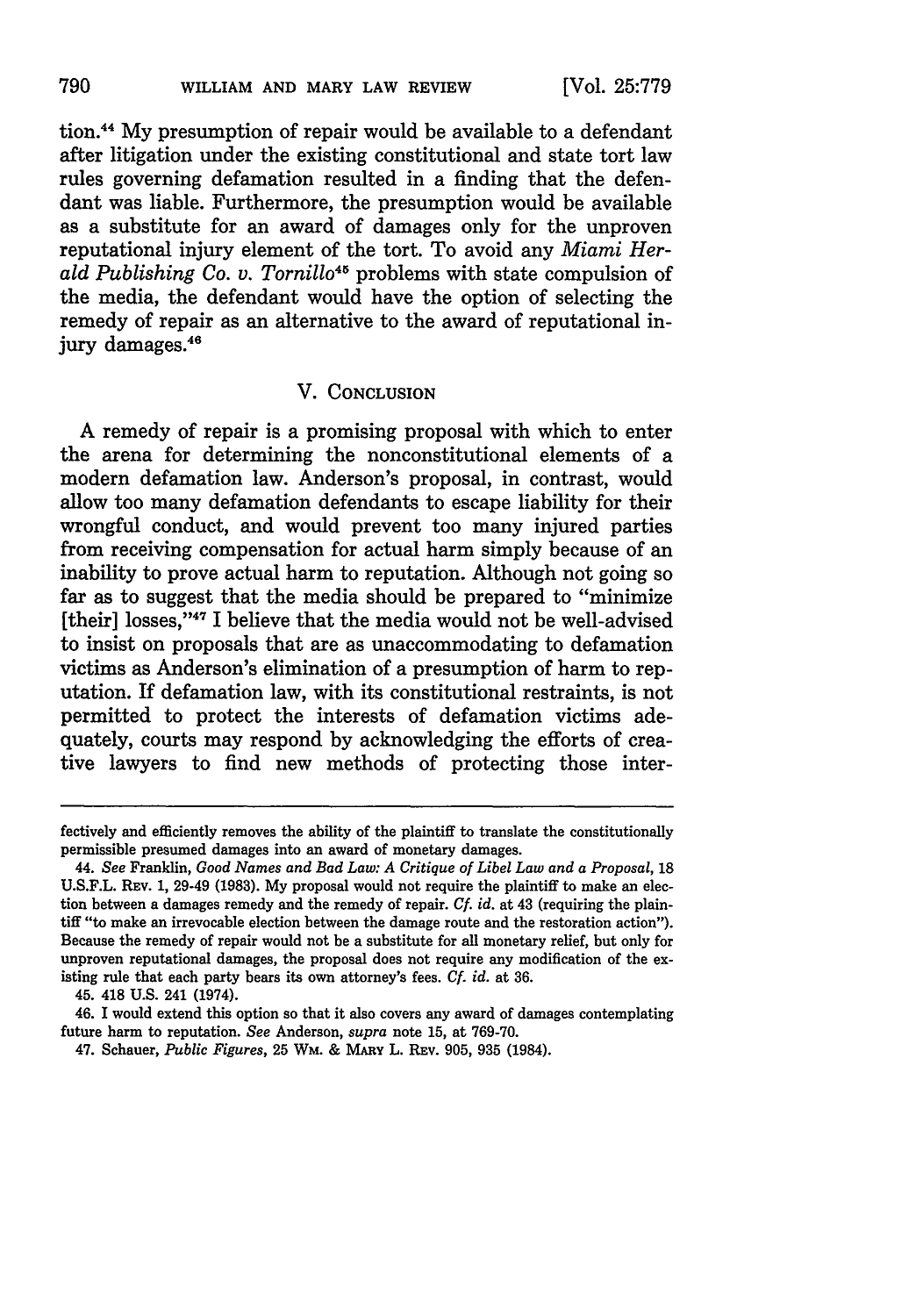tion.[44] My presumption of repair would be available to a defendant after litigation under the existing constitutional and state tort law rules governing defamation resulted in a finding that the defendant was liable. Furthermore, the presumption would be available as a substitute for an award of damages only for the unproven reputational injury element of the tort. To avoid any *Miami Herald Publishing Co. v. Tornillo*[45] problems with state compulsion of the media, the defendant would have the option of selecting the remedy of repair as an alternative to the award of reputational injury damages.[46]

## V. CONCLUSION

A remedy of repair is a promising proposal with which to enter the arena for determining the nonconstitutional elements of a modern defamation law. Anderson's proposal, in contrast, would allow too many defamation defendants to escape liability for their wrongful conduct, and would prevent too many injured parties from receiving compensation for actual harm simply because of an inability to prove actual harm to reputation. Although not going so far as to suggest that the media should be prepared to "minimize [their] losses,"[47] I believe that the media would not be well-advised to insist on proposals that are as unaccommodating to defamation victims as Anderson's elimination of a presumption of harm to reputation. If defamation law, with its constitutional restraints, is not permitted to protect the interests of defamation victims adequately, courts may respond by acknowledging the efforts of creative lawyers to find new methods of protecting those inter-

---

fectively and efficiently removes the ability of the plaintiff to translate the constitutionally permissible presumed damages into an award of monetary damages.

44. *See* Franklin, *Good Names and Bad Law: A Critique of Libel Law and a Proposal*, 18 U.S.F.L. REV. 1, 29-49 (1983). My proposal would not require the plaintiff to make an election between a damages remedy and the remedy of repair. *Cf. id.* at 43 (requiring the plaintiff "to make an irrevocable election between the damage route and the restoration action"). Because the remedy of repair would not be a substitute for all monetary relief, but only for unproven reputational damages, the proposal does not require any modification of the existing rule that each party bears its own attorney's fees. *Cf. id.* at 36.

45. 418 U.S. 241 (1974).

46. I would extend this option so that it also covers any award of damages contemplating future harm to reputation. *See* Anderson, *supra* note 15, at 769-70.

47. Schauer, *Public Figures*, 25 WM. & MARY L. REV. 905, 935 (1984).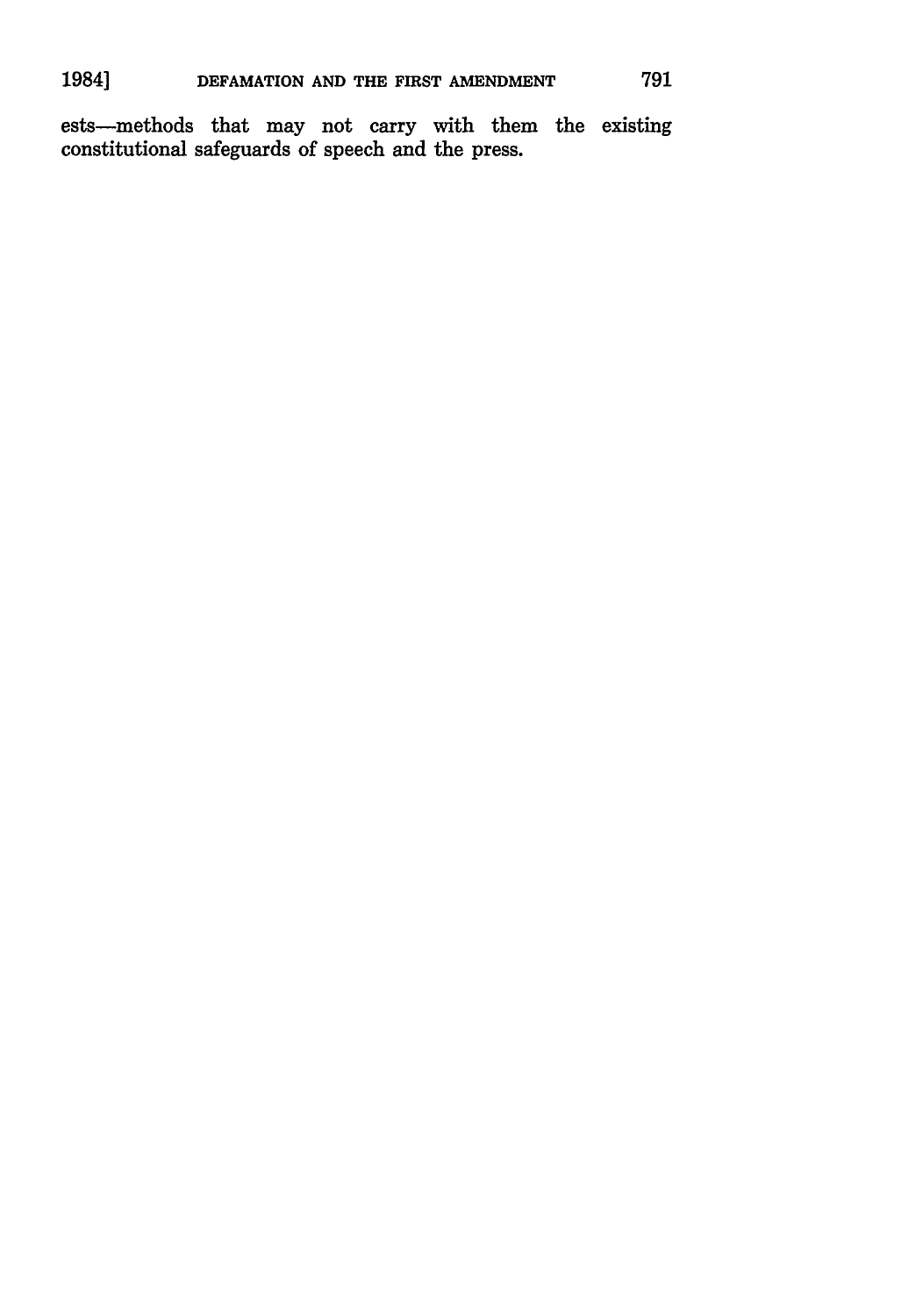ests—methods that may not carry with them the existing constitutional safeguards of speech and the press.